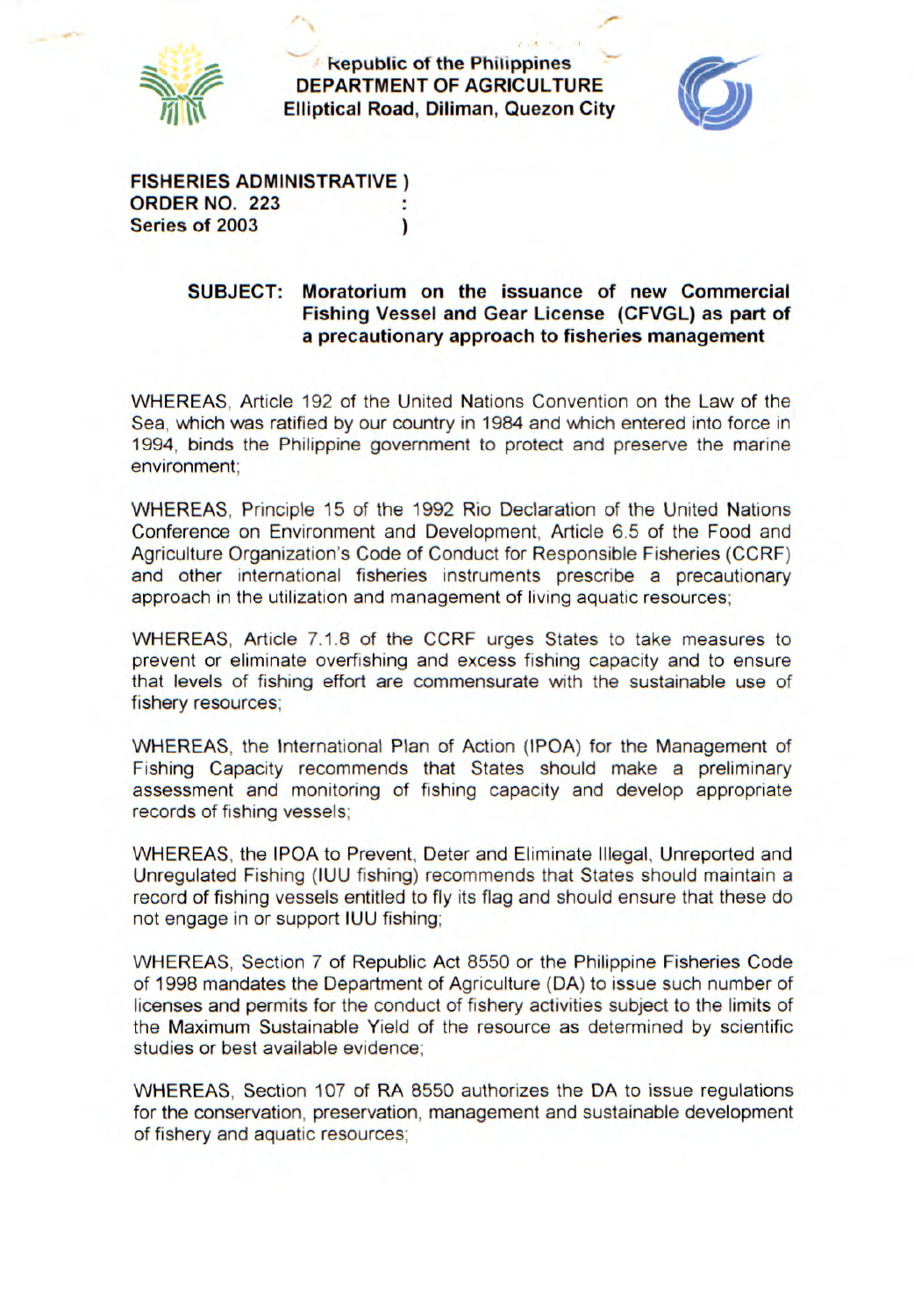**Republic of the Philippines**
**DEPARTMENT OF AGRICULTURE**
**Elliptical Road, Diliman, Quezon City**

**FISHERIES ADMINISTRATIVE )**
**ORDER NO. 223 :**
**Series of 2003 )**

**SUBJECT: Moratorium on the issuance of new Commercial Fishing Vessel and Gear License (CFVGL) as part of a precautionary approach to fisheries management**

WHEREAS, Article 192 of the United Nations Convention on the Law of the Sea, which was ratified by our country in 1984 and which entered into force in 1994, binds the Philippine government to protect and preserve the marine environment;

WHEREAS, Principle 15 of the 1992 Rio Declaration of the United Nations Conference on Environment and Development, Article 6.5 of the Food and Agriculture Organization's Code of Conduct for Responsible Fisheries (CCRF) and other international fisheries instruments prescribe a precautionary approach in the utilization and management of living aquatic resources;

WHEREAS, Article 7.1.8 of the CCRF urges States to take measures to prevent or eliminate overfishing and excess fishing capacity and to ensure that levels of fishing effort are commensurate with the sustainable use of fishery resources;

WHEREAS, the International Plan of Action (IPOA) for the Management of Fishing Capacity recommends that States should make a preliminary assessment and monitoring of fishing capacity and develop appropriate records of fishing vessels;

WHEREAS, the IPOA to Prevent, Deter and Eliminate Illegal, Unreported and Unregulated Fishing (IUU fishing) recommends that States should maintain a record of fishing vessels entitled to fly its flag and should ensure that these do not engage in or support IUU fishing;

WHEREAS, Section 7 of Republic Act 8550 or the Philippine Fisheries Code of 1998 mandates the Department of Agriculture (DA) to issue such number of licenses and permits for the conduct of fishery activities subject to the limits of the Maximum Sustainable Yield of the resource as determined by scientific studies or best available evidence;

WHEREAS, Section 107 of RA 8550 authorizes the DA to issue regulations for the conservation, preservation, management and sustainable development of fishery and aquatic resources;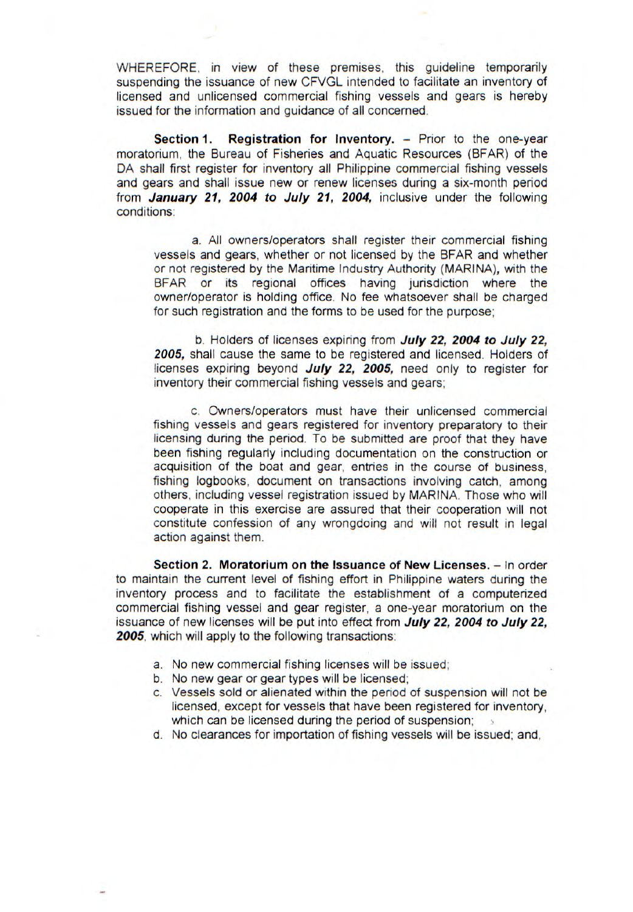WHEREFORE, in view of these premises, this guideline temporarily suspending the issuance of new CFVGL intended to facilitate an inventory of licensed and unlicensed commercial fishing vessels and gears is hereby issued for the information and guidance of all concerned.

**Section 1. Registration for Inventory.** – Prior to the one-year moratorium, the Bureau of Fisheries and Aquatic Resources (BFAR) of the DA shall first register for inventory all Philippine commercial fishing vessels and gears and shall issue new or renew licenses during a six-month period from ***January 21, 2004 to July 21, 2004,*** inclusive under the following conditions:

a. All owners/operators shall register their commercial fishing vessels and gears, whether or not licensed by the BFAR and whether or not registered by the Maritime Industry Authority (MARINA), with the BFAR or its regional offices having jurisdiction where the owner/operator is holding office. No fee whatsoever shall be charged for such registration and the forms to be used for the purpose;

b. Holders of licenses expiring from ***July 22, 2004 to July 22, 2005,*** shall cause the same to be registered and licensed. Holders of licenses expiring beyond ***July 22, 2005,*** need only to register for inventory their commercial fishing vessels and gears;

c. Owners/operators must have their unlicensed commercial fishing vessels and gears registered for inventory preparatory to their licensing during the period. To be submitted are proof that they have been fishing regularly including documentation on the construction or acquisition of the boat and gear, entries in the course of business, fishing logbooks, document on transactions involving catch, among others, including vessel registration issued by MARINA. Those who will cooperate in this exercise are assured that their cooperation will not constitute confession of any wrongdoing and will not result in legal action against them.

**Section 2. Moratorium on the Issuance of New Licenses.** – In order to maintain the current level of fishing effort in Philippine waters during the inventory process and to facilitate the establishment of a computerized commercial fishing vessel and gear register, a one-year moratorium on the issuance of new licenses will be put into effect from ***July 22, 2004 to July 22, 2005***, which will apply to the following transactions:

a. No new commercial fishing licenses will be issued;
b. No new gear or gear types will be licensed;
c. Vessels sold or alienated within the period of suspension will not be licensed, except for vessels that have been registered for inventory, which can be licensed during the period of suspension;
d. No clearances for importation of fishing vessels will be issued; and,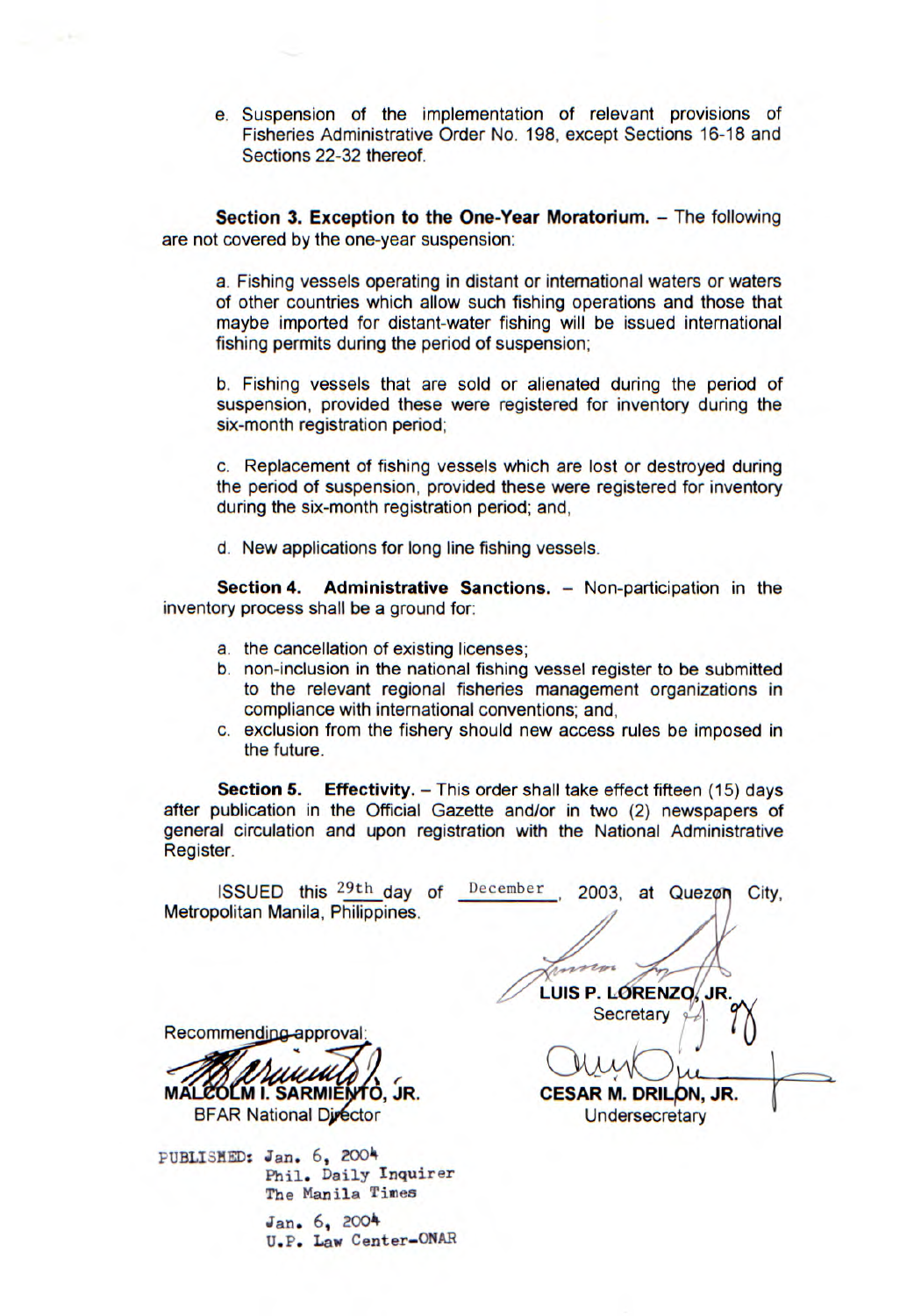e. Suspension of the implementation of relevant provisions of Fisheries Administrative Order No. 198, except Sections 16-18 and Sections 22-32 thereof.

**Section 3. Exception to the One-Year Moratorium.** – The following are not covered by the one-year suspension:

a. Fishing vessels operating in distant or international waters or waters of other countries which allow such fishing operations and those that maybe imported for distant-water fishing will be issued international fishing permits during the period of suspension;

b. Fishing vessels that are sold or alienated during the period of suspension, provided these were registered for inventory during the six-month registration period;

c. Replacement of fishing vessels which are lost or destroyed during the period of suspension, provided these were registered for inventory during the six-month registration period; and,

d. New applications for long line fishing vessels.

**Section 4. Administrative Sanctions.** – Non-participation in the inventory process shall be a ground for:

a. the cancellation of existing licenses;
b. non-inclusion in the national fishing vessel register to be submitted to the relevant regional fisheries management organizations in compliance with international conventions; and,
c. exclusion from the fishery should new access rules be imposed in the future.

**Section 5. Effectivity.** – This order shall take effect fifteen (15) days after publication in the Official Gazette and/or in two (2) newspapers of general circulation and upon registration with the National Administrative Register.

ISSUED this 29th day of December, 2003, at Quezon City, Metropolitan Manila, Philippines.

**LUIS P. LORENZO, JR.**
Secretary

**CESAR M. DRILON, JR.**
Undersecretary

Recommending approval:

**MALCOLM I. SARMIENTO, JR.**
BFAR National Director

PUBLISHED: Jan. 6, 2004
Phil. Daily Inquirer
The Manila Times

Jan. 6, 2004
U.P. Law Center-ONAR